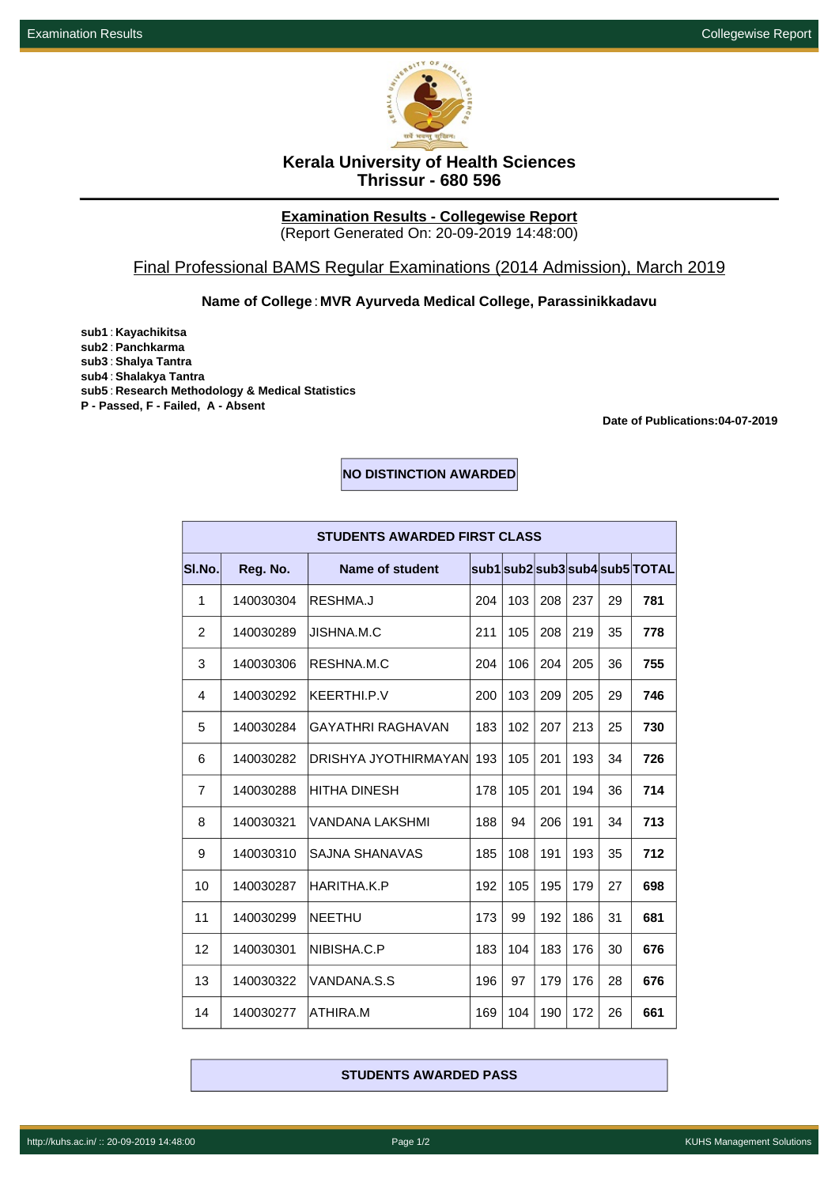# Kerala University of Health Sciences
## Thrissur - 680 596

**Examination Results - Collegewise Report**
(Report Generated On: 20-09-2019 14:48:00)

## Final Professional BAMS Regular Examinations (2014 Admission), March 2019

**Name of College : MVR Ayurveda Medical College, Parassinikkadavu**

**sub1 : Kayachikitsa**
**sub2 : Panchkarma**
**sub3 : Shalya Tantra**
**sub4 : Shalakya Tantra**
**sub5 : Research Methodology & Medical Statistics**
**P - Passed, F - Failed, A - Absent**

**Date of Publications:04-07-2019**

**NO DISTINCTION AWARDED**

**STUDENTS AWARDED FIRST CLASS**

| Sl.No. | Reg. No. | Name of student | sub1 | sub2 | sub3 | sub4 | sub5 | TOTAL |
|---|---|---|---|---|---|---|---|---|
| 1 | 140030304 | RESHMA.J | 204 | 103 | 208 | 237 | 29 | **781** |
| 2 | 140030289 | JISHNA.M.C | 211 | 105 | 208 | 219 | 35 | **778** |
| 3 | 140030306 | RESHNA.M.C | 204 | 106 | 204 | 205 | 36 | **755** |
| 4 | 140030292 | KEERTHI.P.V | 200 | 103 | 209 | 205 | 29 | **746** |
| 5 | 140030284 | GAYATHRI RAGHAVAN | 183 | 102 | 207 | 213 | 25 | **730** |
| 6 | 140030282 | DRISHYA JYOTHIRMAYAN | 193 | 105 | 201 | 193 | 34 | **726** |
| 7 | 140030288 | HITHA DINESH | 178 | 105 | 201 | 194 | 36 | **714** |
| 8 | 140030321 | VANDANA LAKSHMI | 188 | 94 | 206 | 191 | 34 | **713** |
| 9 | 140030310 | SAJNA SHANAVAS | 185 | 108 | 191 | 193 | 35 | **712** |
| 10 | 140030287 | HARITHA.K.P | 192 | 105 | 195 | 179 | 27 | **698** |
| 11 | 140030299 | NEETHU | 173 | 99 | 192 | 186 | 31 | **681** |
| 12 | 140030301 | NIBISHA.C.P | 183 | 104 | 183 | 176 | 30 | **676** |
| 13 | 140030322 | VANDANA.S.S | 196 | 97 | 179 | 176 | 28 | **676** |
| 14 | 140030277 | ATHIRA.M | 169 | 104 | 190 | 172 | 26 | **661** |

**STUDENTS AWARDED PASS**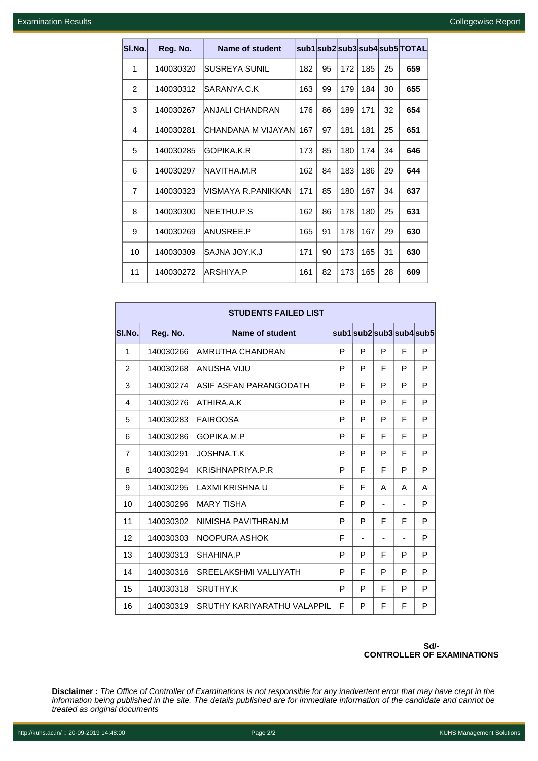| Sl.No. | Reg. No. | Name of student | sub1 | sub2 | sub3 | sub4 | sub5 | TOTAL |
|---|---|---|---|---|---|---|---|---|
| 1 | 140030320 | SUSREYA SUNIL | 182 | 95 | 172 | 185 | 25 | **659** |
| 2 | 140030312 | SARANYA.C.K | 163 | 99 | 179 | 184 | 30 | **655** |
| 3 | 140030267 | ANJALI CHANDRAN | 176 | 86 | 189 | 171 | 32 | **654** |
| 4 | 140030281 | CHANDANA M VIJAYAN | 167 | 97 | 181 | 181 | 25 | **651** |
| 5 | 140030285 | GOPIKA.K.R | 173 | 85 | 180 | 174 | 34 | **646** |
| 6 | 140030297 | NAVITHA.M.R | 162 | 84 | 183 | 186 | 29 | **644** |
| 7 | 140030323 | VISMAYA R.PANIKKAN | 171 | 85 | 180 | 167 | 34 | **637** |
| 8 | 140030300 | NEETHU.P.S | 162 | 86 | 178 | 180 | 25 | **631** |
| 9 | 140030269 | ANUSREE.P | 165 | 91 | 178 | 167 | 29 | **630** |
| 10 | 140030309 | SAJNA JOY.K.J | 171 | 90 | 173 | 165 | 31 | **630** |
| 11 | 140030272 | ARSHIYA.P | 161 | 82 | 173 | 165 | 28 | **609** |

**STUDENTS FAILED LIST**

| Sl.No. | Reg. No. | Name of student | sub1 | sub2 | sub3 | sub4 | sub5 |
|---|---|---|---|---|---|---|---|
| 1 | 140030266 | AMRUTHA CHANDRAN | P | P | P | F | P |
| 2 | 140030268 | ANUSHA VIJU | P | P | F | P | P |
| 3 | 140030274 | ASIF ASFAN PARANGODATH | P | F | P | P | P |
| 4 | 140030276 | ATHIRA.A.K | P | P | P | F | P |
| 5 | 140030283 | FAIROOSA | P | P | P | F | P |
| 6 | 140030286 | GOPIKA.M.P | P | F | F | F | P |
| 7 | 140030291 | JOSHNA.T.K | P | P | P | F | P |
| 8 | 140030294 | KRISHNAPRIYA.P.R | P | F | F | P | P |
| 9 | 140030295 | LAXMI KRISHNA U | F | F | A | A | A |
| 10 | 140030296 | MARY TISHA | F | P | - | - | P |
| 11 | 140030302 | NIMISHA PAVITHRAN.M | P | P | F | F | P |
| 12 | 140030303 | NOOPURA ASHOK | F | - | - | - | P |
| 13 | 140030313 | SHAHINA.P | P | P | F | P | P |
| 14 | 140030316 | SREELAKSHMI VALLIYATH | P | F | P | P | P |
| 15 | 140030318 | SRUTHY.K | P | P | F | P | P |
| 16 | 140030319 | SRUTHY KARIYARATHU VALAPPIL | F | P | F | F | P |

**Sd/-**
**CONTROLLER OF EXAMINATIONS**

**Disclaimer :** *The Office of Controller of Examinations is not responsible for any inadvertent error that may have crept in the information being published in the site. The details published are for immediate information of the candidate and cannot be treated as original documents*